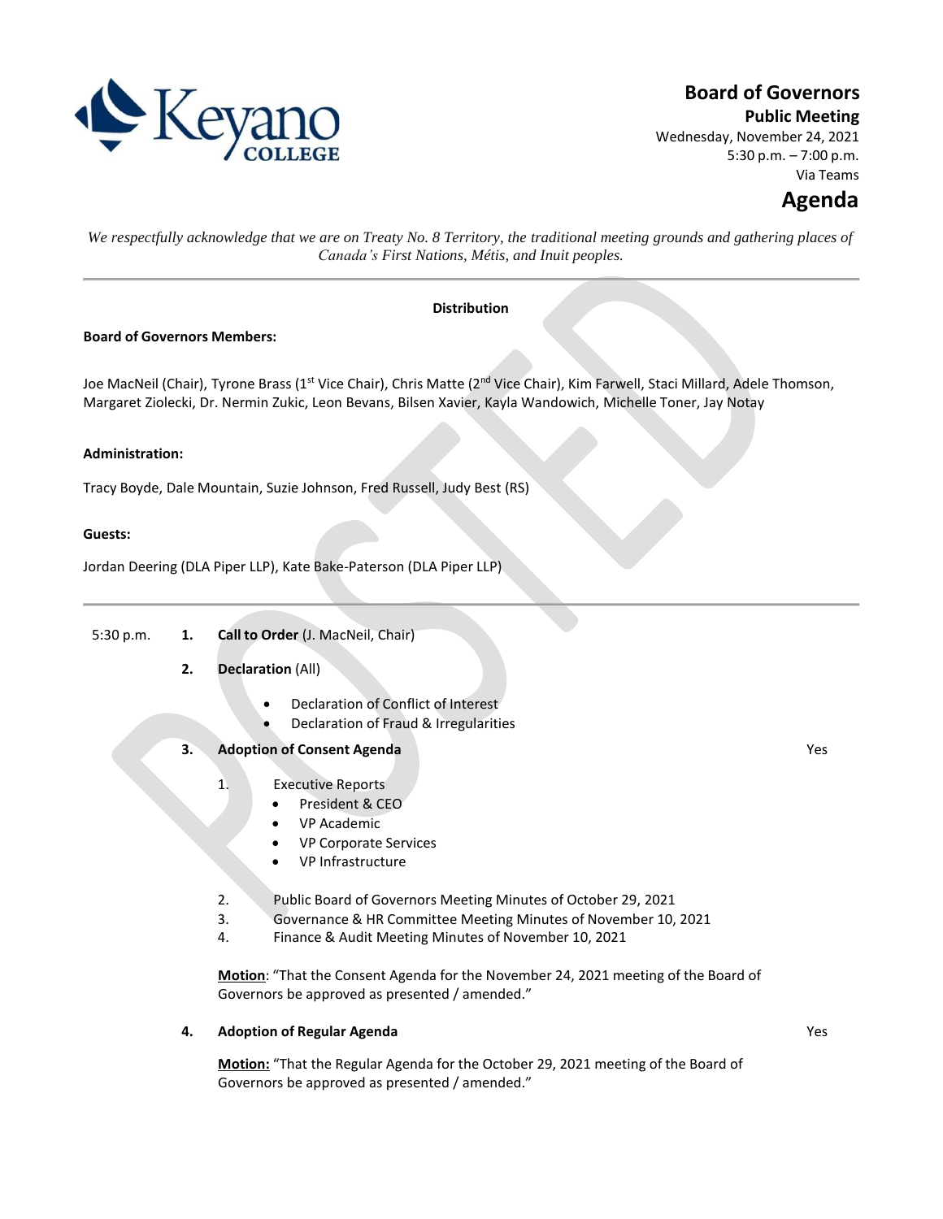# Board of Governors

## Public Meeting

Wednesday, November 24, 2021
5:30 p.m. – 7:00 p.m.
Via Teams

# Agenda

*We respectfully acknowledge that we are on Treaty No. 8 Territory, the traditional meeting grounds and gathering places of Canada's First Nations, Métis, and Inuit peoples.*

---

**Distribution**

**Board of Governors Members:**

Joe MacNeil (Chair), Tyrone Brass (1st Vice Chair), Chris Matte (2nd Vice Chair), Kim Farwell, Staci Millard, Adele Thomson, Margaret Ziolecki, Dr. Nermin Zukic, Leon Bevans, Bilsen Xavier, Kayla Wandowich, Michelle Toner, Jay Notay

**Administration:**

Tracy Boyde, Dale Mountain, Suzie Johnson, Fred Russell, Judy Best (RS)

**Guests:**

Jordan Deering (DLA Piper LLP), Kate Bake-Paterson (DLA Piper LLP)

---

5:30 p.m. **1. Call to Order** (J. MacNeil, Chair)

**2. Declaration** (All)

- Declaration of Conflict of Interest
- Declaration of Fraud & Irregularities

**3. Adoption of Consent Agenda** — Yes

1. Executive Reports
   - President & CEO
   - VP Academic
   - VP Corporate Services
   - VP Infrastructure
2. Public Board of Governors Meeting Minutes of October 29, 2021
3. Governance & HR Committee Meeting Minutes of November 10, 2021
4. Finance & Audit Meeting Minutes of November 10, 2021

**Motion**: "That the Consent Agenda for the November 24, 2021 meeting of the Board of Governors be approved as presented / amended."

**4. Adoption of Regular Agenda** — Yes

**Motion:** "That the Regular Agenda for the October 29, 2021 meeting of the Board of Governors be approved as presented / amended."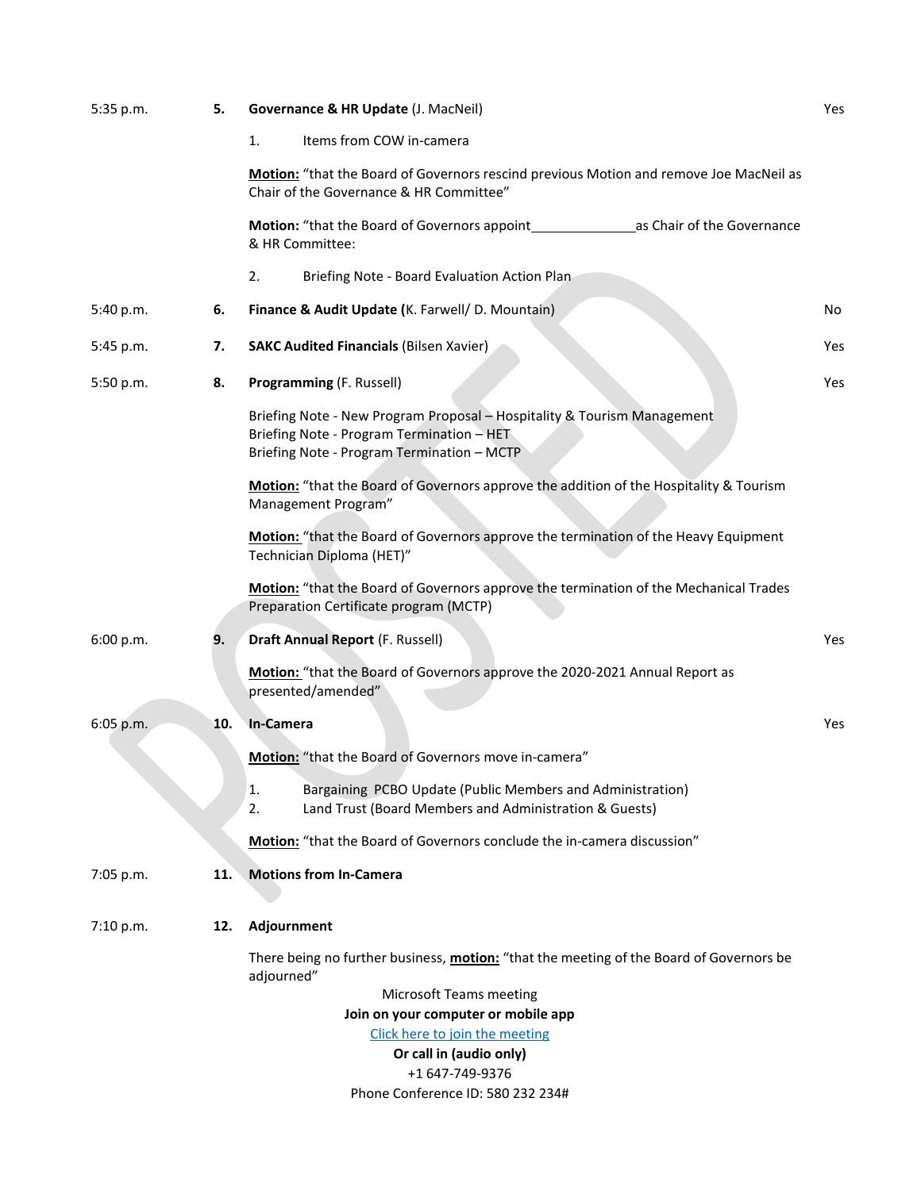| | | | |
|---|---|---|---|
| 5:35 p.m. | **5.** | **Governance & HR Update** (J. MacNeil) | Yes |
| | | 1. Items from COW in-camera | |
| | | **Motion:** "that the Board of Governors rescind previous Motion and remove Joe MacNeil as Chair of the Governance & HR Committee" | |
| | | **Motion:** "that the Board of Governors appoint_______________as Chair of the Governance & HR Committee: | |
| | | 2. Briefing Note - Board Evaluation Action Plan | |
| 5:40 p.m. | **6.** | **Finance & Audit Update (**K. Farwell/ D. Mountain) | No |
| 5:45 p.m. | **7.** | **SAKC Audited Financials** (Bilsen Xavier) | Yes |
| 5:50 p.m. | **8.** | **Programming** (F. Russell) | Yes |
| | | Briefing Note - New Program Proposal – Hospitality & Tourism Management<br>Briefing Note - Program Termination – HET<br>Briefing Note - Program Termination – MCTP | |
| | | **Motion:** "that the Board of Governors approve the addition of the Hospitality & Tourism Management Program" | |
| | | **Motion:** "that the Board of Governors approve the termination of the Heavy Equipment Technician Diploma (HET)" | |
| | | **Motion:** "that the Board of Governors approve the termination of the Mechanical Trades Preparation Certificate program (MCTP) | |
| 6:00 p.m. | **9.** | **Draft Annual Report** (F. Russell) | Yes |
| | | **Motion:** "that the Board of Governors approve the 2020-2021 Annual Report as presented/amended" | |
| 6:05 p.m. | **10.** | **In-Camera** | Yes |
| | | **Motion:** "that the Board of Governors move in-camera" | |
| | | 1. Bargaining PCBO Update (Public Members and Administration)<br>2. Land Trust (Board Members and Administration & Guests) | |
| | | **Motion:** "that the Board of Governors conclude the in-camera discussion" | |
| 7:05 p.m. | **11.** | **Motions from In-Camera** | |
| 7:10 p.m. | **12.** | **Adjournment** | |
| | | There being no further business, **motion:** "that the meeting of the Board of Governors be adjourned" | |

Microsoft Teams meeting

**Join on your computer or mobile app**

Click here to join the meeting

**Or call in (audio only)**

+1 647-749-9376

Phone Conference ID: 580 232 234#